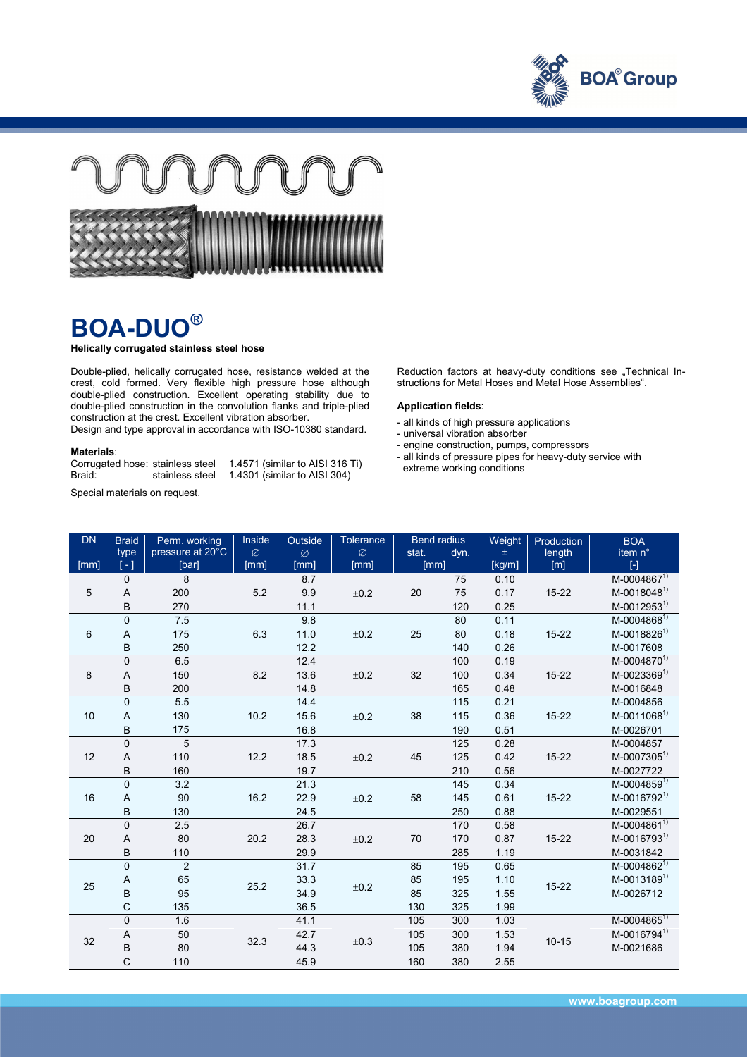# BOA-DUO®

**Helically corrugated stainless steel hose**

Double-plied, helically corrugated hose, resistance welded at the crest, cold formed. Very flexible high pressure hose although double-plied construction. Excellent operating stability due to double-plied construction in the convolution flanks and triple-plied construction at the crest. Excellent vibration absorber.
Design and type approval in accordance with ISO-10380 standard.

**Materials**:

Corrugated hose: stainless steel 1.4571 (similar to AISI 316 Ti)
Braid: stainless steel 1.4301 (similar to AISI 304)

Special materials on request.

Reduction factors at heavy-duty conditions see „Technical Instructions for Metal Hoses and Metal Hose Assemblies".

**Application fields**:

- all kinds of high pressure applications
- universal vibration absorber
- engine construction, pumps, compressors
- all kinds of pressure pipes for heavy-duty service with extreme working conditions

| DN [mm] | Braid type [ - ] | Perm. working pressure at 20°C [bar] | Inside ∅ [mm] | Outside ∅ [mm] | Tolerance ∅ [mm] | Bend radius stat. [mm] | Bend radius dyn. [mm] | Weight ± [kg/m] | Production length [m] | BOA item n° [-] |
|---|---|---|---|---|---|---|---|---|---|---|
| 5 | 0 | 8 | 5.2 | 8.7 | ±0.2 | 20 | 75 | 0.10 | 15-22 | M-0004867[1)] |
| | A | 200 | | 9.9 | | | 75 | 0.17 | | M-0018048[1)] |
| | B | 270 | | 11.1 | | | 120 | 0.25 | | M-0012953[1)] |
| 6 | 0 | 7.5 | 6.3 | 9.8 | ±0.2 | 25 | 80 | 0.11 | 15-22 | M-0004868[1)] |
| | A | 175 | | 11.0 | | | 80 | 0.18 | | M-0018826[1)] |
| | B | 250 | | 12.2 | | | 140 | 0.26 | | M-0017608 |
| 8 | 0 | 6.5 | 8.2 | 12.4 | ±0.2 | 32 | 100 | 0.19 | 15-22 | M-0004870[1)] |
| | A | 150 | | 13.6 | | | 100 | 0.34 | | M-0023369[1)] |
| | B | 200 | | 14.8 | | | 165 | 0.48 | | M-0016848 |
| 10 | 0 | 5.5 | 10.2 | 14.4 | ±0.2 | 38 | 115 | 0.21 | 15-22 | M-0004856 |
| | A | 130 | | 15.6 | | | 115 | 0.36 | | M-0011068[1)] |
| | B | 175 | | 16.8 | | | 190 | 0.51 | | M-0026701 |
| 12 | 0 | 5 | 12.2 | 17.3 | ±0.2 | 45 | 125 | 0.28 | 15-22 | M-0004857 |
| | A | 110 | | 18.5 | | | 125 | 0.42 | | M-0007305[1)] |
| | B | 160 | | 19.7 | | | 210 | 0.56 | | M-0027722 |
| 16 | 0 | 3.2 | 16.2 | 21.3 | ±0.2 | 58 | 145 | 0.34 | 15-22 | M-0004859[1)] |
| | A | 90 | | 22.9 | | | 145 | 0.61 | | M-0016792[1)] |
| | B | 130 | | 24.5 | | | 250 | 0.88 | | M-0029551 |
| 20 | 0 | 2.5 | 20.2 | 26.7 | ±0.2 | 70 | 170 | 0.58 | 15-22 | M-0004861[1)] |
| | A | 80 | | 28.3 | | | 170 | 0.87 | | M-0016793[1)] |
| | B | 110 | | 29.9 | | | 285 | 1.19 | | M-0031842 |
| 25 | 0 | 2 | 25.2 | 31.7 | ±0.2 | 85 | 195 | 0.65 | 15-22 | M-0004862[1)] |
| | A | 65 | | 33.3 | | 85 | 195 | 1.10 | | M-0013189[1)] |
| | B | 95 | | 34.9 | | 85 | 325 | 1.55 | | M-0026712 |
| | C | 135 | | 36.5 | | 130 | 325 | 1.99 | | |
| 32 | 0 | 1.6 | 32.3 | 41.1 | ±0.3 | 105 | 300 | 1.03 | 10-15 | M-0004865[1)] |
| | A | 50 | | 42.7 | | 105 | 300 | 1.53 | | M-0016794[1)] |
| | B | 80 | | 44.3 | | 105 | 380 | 1.94 | | M-0021686 |
| | C | 110 | | 45.9 | | 160 | 380 | 2.55 | | |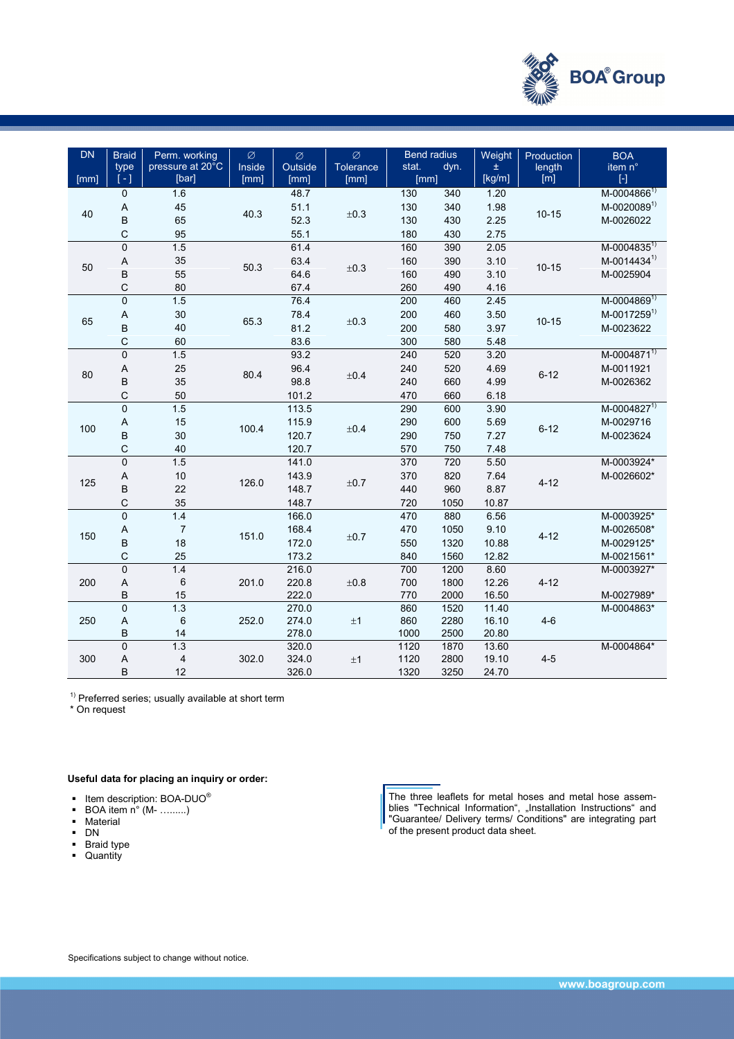| DN [mm] | Braid type [ - ] | Perm. working pressure at 20°C [bar] | ∅ Inside [mm] | ∅ Outside [mm] | ∅ Tolerance [mm] | Bend radius stat. [mm] | Bend radius dyn. [mm] | Weight ± [kg/m] | Production length [m] | BOA item n° [-] |
|---|---|---|---|---|---|---|---|---|---|---|
| 40 | 0 | 1.6 | 40.3 | 48.7 | ±0.3 | 130 | 340 | 1.20 | 10-15 | M-0004866[1] |
| | A | 45 | | 51.1 | | 130 | 340 | 1.98 | | M-0020089[1] |
| | B | 65 | | 52.3 | | 130 | 430 | 2.25 | | M-0026022 |
| | C | 95 | | 55.1 | | 180 | 430 | 2.75 | | |
| 50 | 0 | 1.5 | 50.3 | 61.4 | ±0.3 | 160 | 390 | 2.05 | 10-15 | M-0004835[1] |
| | A | 35 | | 63.4 | | 160 | 390 | 3.10 | | M-0014434[1] |
| | B | 55 | | 64.6 | | 160 | 490 | 3.10 | | M-0025904 |
| | C | 80 | | 67.4 | | 260 | 490 | 4.16 | | |
| 65 | 0 | 1.5 | 65.3 | 76.4 | ±0.3 | 200 | 460 | 2.45 | 10-15 | M-0004869[1] |
| | A | 30 | | 78.4 | | 200 | 460 | 3.50 | | M-0017259[1] |
| | B | 40 | | 81.2 | | 200 | 580 | 3.97 | | M-0023622 |
| | C | 60 | | 83.6 | | 300 | 580 | 5.48 | | |
| 80 | 0 | 1.5 | 80.4 | 93.2 | ±0.4 | 240 | 520 | 3.20 | 6-12 | M-0004871[1] |
| | A | 25 | | 96.4 | | 240 | 520 | 4.69 | | M-0011921 |
| | B | 35 | | 98.8 | | 240 | 660 | 4.99 | | M-0026362 |
| | C | 50 | | 101.2 | | 470 | 660 | 6.18 | | |
| 100 | 0 | 1.5 | 100.4 | 113.5 | ±0.4 | 290 | 600 | 3.90 | 6-12 | M-0004827[1] |
| | A | 15 | | 115.9 | | 290 | 600 | 5.69 | | M-0029716 |
| | B | 30 | | 120.7 | | 290 | 750 | 7.27 | | M-0023624 |
| | C | 40 | | 120.7 | | 570 | 750 | 7.48 | | |
| 125 | 0 | 1.5 | 126.0 | 141.0 | ±0.7 | 370 | 720 | 5.50 | 4-12 | M-0003924* |
| | A | 10 | | 143.9 | | 370 | 820 | 7.64 | | M-0026602* |
| | B | 22 | | 148.7 | | 440 | 960 | 8.87 | | |
| | C | 35 | | 148.7 | | 720 | 1050 | 10.87 | | |
| 150 | 0 | 1.4 | 151.0 | 166.0 | ±0.7 | 470 | 880 | 6.56 | 4-12 | M-0003925* |
| | A | 7 | | 168.4 | | 470 | 1050 | 9.10 | | M-0026508* |
| | B | 18 | | 172.0 | | 550 | 1320 | 10.88 | | M-0029125* |
| | C | 25 | | 173.2 | | 840 | 1560 | 12.82 | | M-0021561* |
| 200 | 0 | 1.4 | 201.0 | 216.0 | ±0.8 | 700 | 1200 | 8.60 | 4-12 | M-0003927* |
| | A | 6 | | 220.8 | | 700 | 1800 | 12.26 | | |
| | B | 15 | | 222.0 | | 770 | 2000 | 16.50 | | M-0027989* |
| 250 | 0 | 1.3 | 252.0 | 270.0 | ±1 | 860 | 1520 | 11.40 | 4-6 | M-0004863* |
| | A | 6 | | 274.0 | | 860 | 2280 | 16.10 | | |
| | B | 14 | | 278.0 | | 1000 | 2500 | 20.80 | | |
| 300 | 0 | 1.3 | 302.0 | 320.0 | ±1 | 1120 | 1870 | 13.60 | 4-5 | M-0004864* |
| | A | 4 | | 324.0 | | 1120 | 2800 | 19.10 | | |
| | B | 12 | | 326.0 | | 1320 | 3250 | 24.70 | | |

[1] Preferred series; usually available at short term
* On request

**Useful data for placing an inquiry or order:**

- Item description: BOA-DUO®
- BOA item n° (M- .........)
- Material
- DN
- Braid type
- Quantity

The three leaflets for metal hoses and metal hose assemblies "Technical Information", „Installation Instructions" and "Guarantee/ Delivery terms/ Conditions" are integrating part of the present product data sheet.

Specifications subject to change without notice.